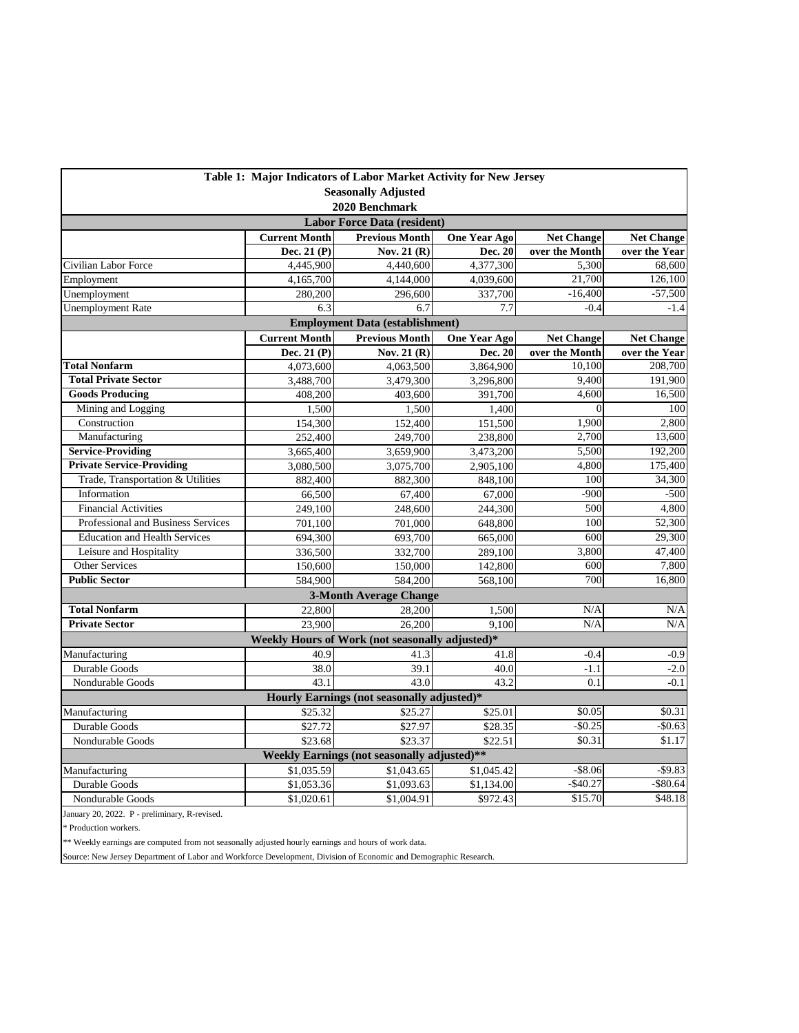| Table 1: Major Indicators of Labor Market Activity for New Jersey | | | | | |
|---|---|---|---|---|---|
| Seasonally Adjusted | | | | | |
| 2020 Benchmark | | | | | |
| **Labor Force Data (resident)** | | | | | |
| | **Current Month** | **Previous Month** | **One Year Ago** | **Net Change** | **Net Change** |
| | **Dec. 21 (P)** | **Nov. 21 (R)** | **Dec. 20** | **over the Month** | **over the Year** |
| Civilian Labor Force | 4,445,900 | 4,440,600 | 4,377,300 | 5,300 | 68,600 |
| Employment | 4,165,700 | 4,144,000 | 4,039,600 | 21,700 | 126,100 |
| Unemployment | 280,200 | 296,600 | 337,700 | -16,400 | -57,500 |
| Unemployment Rate | 6.3 | 6.7 | 7.7 | -0.4 | -1.4 |
| **Employment Data (establishment)** | | | | | |
| | **Current Month** | **Previous Month** | **One Year Ago** | **Net Change** | **Net Change** |
| | **Dec. 21 (P)** | **Nov. 21 (R)** | **Dec. 20** | **over the Month** | **over the Year** |
| **Total Nonfarm** | 4,073,600 | 4,063,500 | 3,864,900 | 10,100 | 208,700 |
| **Total Private Sector** | 3,488,700 | 3,479,300 | 3,296,800 | 9,400 | 191,900 |
| **Goods Producing** | 408,200 | 403,600 | 391,700 | 4,600 | 16,500 |
| Mining and Logging | 1,500 | 1,500 | 1,400 | 0 | 100 |
| Construction | 154,300 | 152,400 | 151,500 | 1,900 | 2,800 |
| Manufacturing | 252,400 | 249,700 | 238,800 | 2,700 | 13,600 |
| **Service-Providing** | 3,665,400 | 3,659,900 | 3,473,200 | 5,500 | 192,200 |
| **Private Service-Providing** | 3,080,500 | 3,075,700 | 2,905,100 | 4,800 | 175,400 |
| Trade, Transportation & Utilities | 882,400 | 882,300 | 848,100 | 100 | 34,300 |
| Information | 66,500 | 67,400 | 67,000 | -900 | -500 |
| Financial Activities | 249,100 | 248,600 | 244,300 | 500 | 4,800 |
| Professional and Business Services | 701,100 | 701,000 | 648,800 | 100 | 52,300 |
| Education and Health Services | 694,300 | 693,700 | 665,000 | 600 | 29,300 |
| Leisure and Hospitality | 336,500 | 332,700 | 289,100 | 3,800 | 47,400 |
| Other Services | 150,600 | 150,000 | 142,800 | 600 | 7,800 |
| **Public Sector** | 584,900 | 584,200 | 568,100 | 700 | 16,800 |
| **3-Month Average Change** | | | | | |
| **Total Nonfarm** | 22,800 | 28,200 | 1,500 | N/A | N/A |
| **Private Sector** | 23,900 | 26,200 | 9,100 | N/A | N/A |
| **Weekly Hours of Work (not seasonally adjusted)*** | | | | | |
| Manufacturing | 40.9 | 41.3 | 41.8 | -0.4 | -0.9 |
| Durable Goods | 38.0 | 39.1 | 40.0 | -1.1 | -2.0 |
| Nondurable Goods | 43.1 | 43.0 | 43.2 | 0.1 | -0.1 |
| **Hourly Earnings (not seasonally adjusted)*** | | | | | |
| Manufacturing | $25.32 | $25.27 | $25.01 | $0.05 | $0.31 |
| Durable Goods | $27.72 | $27.97 | $28.35 | -$0.25 | -$0.63 |
| Nondurable Goods | $23.68 | $23.37 | $22.51 | $0.31 | $1.17 |
| **Weekly Earnings (not seasonally adjusted)**** | | | | | |
| Manufacturing | $1,035.59 | $1,043.65 | $1,045.42 | -$8.06 | -$9.83 |
| Durable Goods | $1,053.36 | $1,093.63 | $1,134.00 | -$40.27 | -$80.64 |
| Nondurable Goods | $1,020.61 | $1,004.91 | $972.43 | $15.70 | $48.18 |

January 20, 2022. P - preliminary, R-revised.

* Production workers.

** Weekly earnings are computed from not seasonally adjusted hourly earnings and hours of work data.

Source: New Jersey Department of Labor and Workforce Development, Division of Economic and Demographic Research.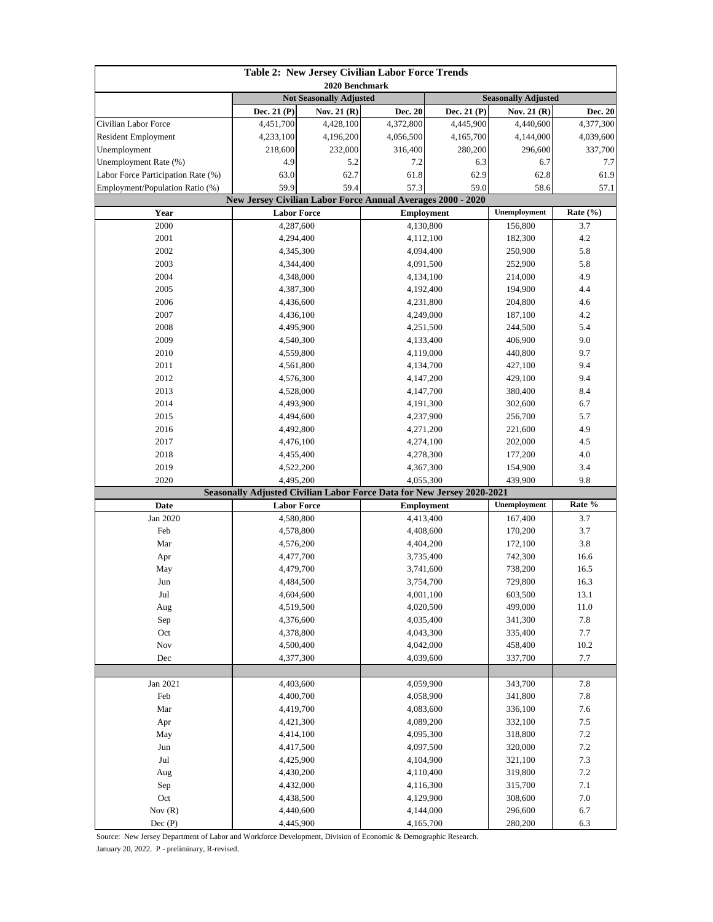## Table 2: New Jersey Civilian Labor Force Trends

2020 Benchmark

| | Not Seasonally Adjusted | | | Seasonally Adjusted | | |
|---|---|---|---|---|---|---|
| | Dec. 21 (P) | Nov. 21 (R) | Dec. 20 | Dec. 21 (P) | Nov. 21 (R) | Dec. 20 |
| Civilian Labor Force | 4,451,700 | 4,428,100 | 4,372,800 | 4,445,900 | 4,440,600 | 4,377,300 |
| Resident Employment | 4,233,100 | 4,196,200 | 4,056,500 | 4,165,700 | 4,144,000 | 4,039,600 |
| Unemployment | 218,600 | 232,000 | 316,400 | 280,200 | 296,600 | 337,700 |
| Unemployment Rate (%) | 4.9 | 5.2 | 7.2 | 6.3 | 6.7 | 7.7 |
| Labor Force Participation Rate (%) | 63.0 | 62.7 | 61.8 | 62.9 | 62.8 | 61.9 |
| Employment/Population Ratio (%) | 59.9 | 59.4 | 57.3 | 59.0 | 58.6 | 57.1 |

### New Jersey Civilian Labor Force Annual Averages 2000 - 2020

| Year | Labor Force | Employment | Unemployment | Rate (%) |
|---|---|---|---|---|
| 2000 | 4,287,600 | 4,130,800 | 156,800 | 3.7 |
| 2001 | 4,294,400 | 4,112,100 | 182,300 | 4.2 |
| 2002 | 4,345,300 | 4,094,400 | 250,900 | 5.8 |
| 2003 | 4,344,400 | 4,091,500 | 252,900 | 5.8 |
| 2004 | 4,348,000 | 4,134,100 | 214,000 | 4.9 |
| 2005 | 4,387,300 | 4,192,400 | 194,900 | 4.4 |
| 2006 | 4,436,600 | 4,231,800 | 204,800 | 4.6 |
| 2007 | 4,436,100 | 4,249,000 | 187,100 | 4.2 |
| 2008 | 4,495,900 | 4,251,500 | 244,500 | 5.4 |
| 2009 | 4,540,300 | 4,133,400 | 406,900 | 9.0 |
| 2010 | 4,559,800 | 4,119,000 | 440,800 | 9.7 |
| 2011 | 4,561,800 | 4,134,700 | 427,100 | 9.4 |
| 2012 | 4,576,300 | 4,147,200 | 429,100 | 9.4 |
| 2013 | 4,528,000 | 4,147,700 | 380,400 | 8.4 |
| 2014 | 4,493,900 | 4,191,300 | 302,600 | 6.7 |
| 2015 | 4,494,600 | 4,237,900 | 256,700 | 5.7 |
| 2016 | 4,492,800 | 4,271,200 | 221,600 | 4.9 |
| 2017 | 4,476,100 | 4,274,100 | 202,000 | 4.5 |
| 2018 | 4,455,400 | 4,278,300 | 177,200 | 4.0 |
| 2019 | 4,522,200 | 4,367,300 | 154,900 | 3.4 |
| 2020 | 4,495,200 | 4,055,300 | 439,900 | 9.8 |

### Seasonally Adjusted Civilian Labor Force Data for New Jersey 2020-2021

| Date | Labor Force | Employment | Unemployment | Rate % |
|---|---|---|---|---|
| Jan 2020 | 4,580,800 | 4,413,400 | 167,400 | 3.7 |
| Feb | 4,578,800 | 4,408,600 | 170,200 | 3.7 |
| Mar | 4,576,200 | 4,404,200 | 172,100 | 3.8 |
| Apr | 4,477,700 | 3,735,400 | 742,300 | 16.6 |
| May | 4,479,700 | 3,741,600 | 738,200 | 16.5 |
| Jun | 4,484,500 | 3,754,700 | 729,800 | 16.3 |
| Jul | 4,604,600 | 4,001,100 | 603,500 | 13.1 |
| Aug | 4,519,500 | 4,020,500 | 499,000 | 11.0 |
| Sep | 4,376,600 | 4,035,400 | 341,300 | 7.8 |
| Oct | 4,378,800 | 4,043,300 | 335,400 | 7.7 |
| Nov | 4,500,400 | 4,042,000 | 458,400 | 10.2 |
| Dec | 4,377,300 | 4,039,600 | 337,700 | 7.7 |
| | | | | |
| Jan 2021 | 4,403,600 | 4,059,900 | 343,700 | 7.8 |
| Feb | 4,400,700 | 4,058,900 | 341,800 | 7.8 |
| Mar | 4,419,700 | 4,083,600 | 336,100 | 7.6 |
| Apr | 4,421,300 | 4,089,200 | 332,100 | 7.5 |
| May | 4,414,100 | 4,095,300 | 318,800 | 7.2 |
| Jun | 4,417,500 | 4,097,500 | 320,000 | 7.2 |
| Jul | 4,425,900 | 4,104,900 | 321,100 | 7.3 |
| Aug | 4,430,200 | 4,110,400 | 319,800 | 7.2 |
| Sep | 4,432,000 | 4,116,300 | 315,700 | 7.1 |
| Oct | 4,438,500 | 4,129,900 | 308,600 | 7.0 |
| Nov (R) | 4,440,600 | 4,144,000 | 296,600 | 6.7 |
| Dec (P) | 4,445,900 | 4,165,700 | 280,200 | 6.3 |

Source: New Jersey Department of Labor and Workforce Development, Division of Economic & Demographic Research.

January 20, 2022. P - preliminary, R-revised.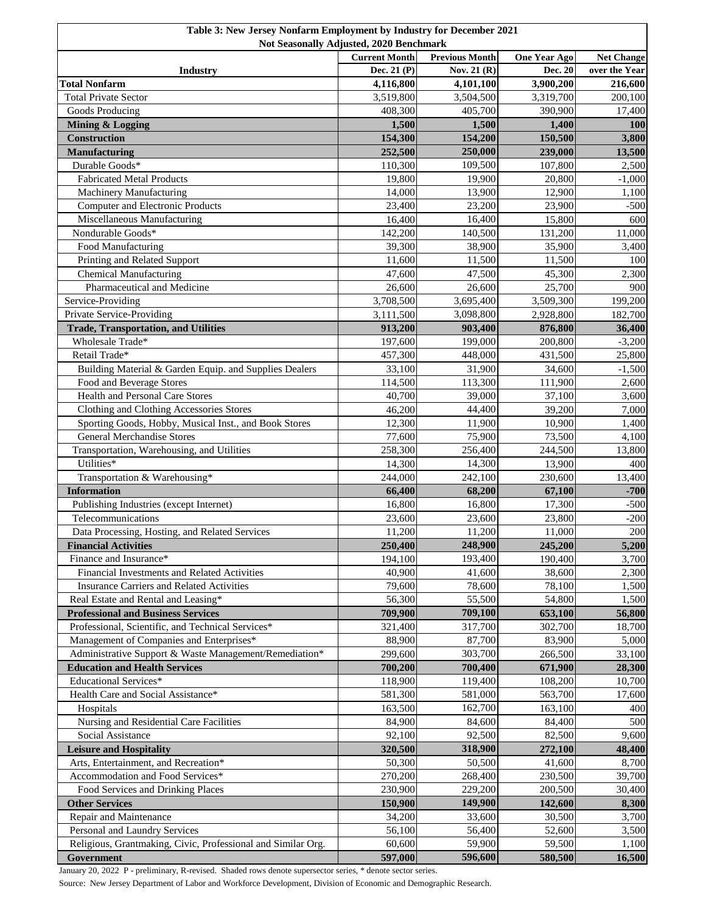**Table 3: New Jersey Nonfarm Employment by Industry for December 2021**
**Not Seasonally Adjusted, 2020 Benchmark**

| Industry | Current Month Dec. 21 (P) | Previous Month Nov. 21 (R) | One Year Ago Dec. 20 | Net Change over the Year |
|---|---|---|---|---|
| **Total Nonfarm** | **4,116,800** | **4,101,100** | **3,900,200** | **216,600** |
| Total Private Sector | 3,519,800 | 3,504,500 | 3,319,700 | 200,100 |
| Goods Producing | 408,300 | 405,700 | 390,900 | 17,400 |
| **Mining & Logging** | **1,500** | **1,500** | **1,400** | **100** |
| **Construction** | **154,300** | **154,200** | **150,500** | **3,800** |
| **Manufacturing** | **252,500** | **250,000** | **239,000** | **13,500** |
| Durable Goods* | 110,300 | 109,500 | 107,800 | 2,500 |
| Fabricated Metal Products | 19,800 | 19,900 | 20,800 | -1,000 |
| Machinery Manufacturing | 14,000 | 13,900 | 12,900 | 1,100 |
| Computer and Electronic Products | 23,400 | 23,200 | 23,900 | -500 |
| Miscellaneous Manufacturing | 16,400 | 16,400 | 15,800 | 600 |
| Nondurable Goods* | 142,200 | 140,500 | 131,200 | 11,000 |
| Food Manufacturing | 39,300 | 38,900 | 35,900 | 3,400 |
| Printing and Related Support | 11,600 | 11,500 | 11,500 | 100 |
| Chemical Manufacturing | 47,600 | 47,500 | 45,300 | 2,300 |
| Pharmaceutical and Medicine | 26,600 | 26,600 | 25,700 | 900 |
| Service-Providing | 3,708,500 | 3,695,400 | 3,509,300 | 199,200 |
| Private Service-Providing | 3,111,500 | 3,098,800 | 2,928,800 | 182,700 |
| **Trade, Transportation, and Utilities** | **913,200** | **903,400** | **876,800** | **36,400** |
| Wholesale Trade* | 197,600 | 199,000 | 200,800 | -3,200 |
| Retail Trade* | 457,300 | 448,000 | 431,500 | 25,800 |
| Building Material & Garden Equip. and Supplies Dealers | 33,100 | 31,900 | 34,600 | -1,500 |
| Food and Beverage Stores | 114,500 | 113,300 | 111,900 | 2,600 |
| Health and Personal Care Stores | 40,700 | 39,000 | 37,100 | 3,600 |
| Clothing and Clothing Accessories Stores | 46,200 | 44,400 | 39,200 | 7,000 |
| Sporting Goods, Hobby, Musical Inst., and Book Stores | 12,300 | 11,900 | 10,900 | 1,400 |
| General Merchandise Stores | 77,600 | 75,900 | 73,500 | 4,100 |
| Transportation, Warehousing, and Utilities | 258,300 | 256,400 | 244,500 | 13,800 |
| Utilities* | 14,300 | 14,300 | 13,900 | 400 |
| Transportation & Warehousing* | 244,000 | 242,100 | 230,600 | 13,400 |
| **Information** | **66,400** | **68,200** | **67,100** | **-700** |
| Publishing Industries (except Internet) | 16,800 | 16,800 | 17,300 | -500 |
| Telecommunications | 23,600 | 23,600 | 23,800 | -200 |
| Data Processing, Hosting, and Related Services | 11,200 | 11,200 | 11,000 | 200 |
| **Financial Activities** | **250,400** | **248,900** | **245,200** | **5,200** |
| Finance and Insurance* | 194,100 | 193,400 | 190,400 | 3,700 |
| Financial Investments and Related Activities | 40,900 | 41,600 | 38,600 | 2,300 |
| Insurance Carriers and Related Activities | 79,600 | 78,600 | 78,100 | 1,500 |
| Real Estate and Rental and Leasing* | 56,300 | 55,500 | 54,800 | 1,500 |
| **Professional and Business Services** | **709,900** | **709,100** | **653,100** | **56,800** |
| Professional, Scientific, and Technical Services* | 321,400 | 317,700 | 302,700 | 18,700 |
| Management of Companies and Enterprises* | 88,900 | 87,700 | 83,900 | 5,000 |
| Administrative Support & Waste Management/Remediation* | 299,600 | 303,700 | 266,500 | 33,100 |
| **Education and Health Services** | **700,200** | **700,400** | **671,900** | **28,300** |
| Educational Services* | 118,900 | 119,400 | 108,200 | 10,700 |
| Health Care and Social Assistance* | 581,300 | 581,000 | 563,700 | 17,600 |
| Hospitals | 163,500 | 162,700 | 163,100 | 400 |
| Nursing and Residential Care Facilities | 84,900 | 84,600 | 84,400 | 500 |
| Social Assistance | 92,100 | 92,500 | 82,500 | 9,600 |
| **Leisure and Hospitality** | **320,500** | **318,900** | **272,100** | **48,400** |
| Arts, Entertainment, and Recreation* | 50,300 | 50,500 | 41,600 | 8,700 |
| Accommodation and Food Services* | 270,200 | 268,400 | 230,500 | 39,700 |
| Food Services and Drinking Places | 230,900 | 229,200 | 200,500 | 30,400 |
| **Other Services** | **150,900** | **149,900** | **142,600** | **8,300** |
| Repair and Maintenance | 34,200 | 33,600 | 30,500 | 3,700 |
| Personal and Laundry Services | 56,100 | 56,400 | 52,600 | 3,500 |
| Religious, Grantmaking, Civic, Professional and Similar Org. | 60,600 | 59,900 | 59,500 | 1,100 |
| **Government** | **597,000** | **596,600** | **580,500** | **16,500** |

January 20, 2022 P - preliminary, R-revised. Shaded rows denote supersector series, * denote sector series.

Source: New Jersey Department of Labor and Workforce Development, Division of Economic and Demographic Research.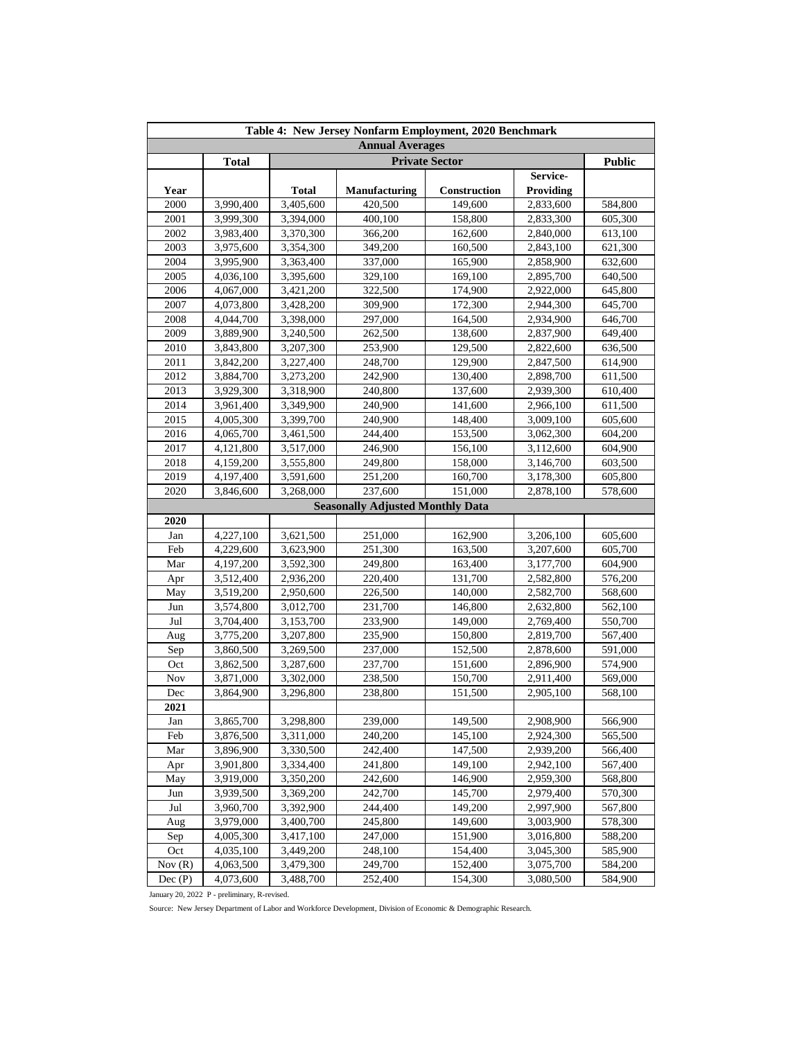| Table 4: New Jersey Nonfarm Employment, 2020 Benchmark | | | | | | |
|---|---|---|---|---|---|---|
| **Annual Averages** | | | | | | |
| | **Total** | **Private Sector** | | | | **Public** |
| **Year** | | **Total** | **Manufacturing** | **Construction** | **Service-Providing** | |
| 2000 | 3,990,400 | 3,405,600 | 420,500 | 149,600 | 2,833,600 | 584,800 |
| 2001 | 3,999,300 | 3,394,000 | 400,100 | 158,800 | 2,833,300 | 605,300 |
| 2002 | 3,983,400 | 3,370,300 | 366,200 | 162,600 | 2,840,000 | 613,100 |
| 2003 | 3,975,600 | 3,354,300 | 349,200 | 160,500 | 2,843,100 | 621,300 |
| 2004 | 3,995,900 | 3,363,400 | 337,000 | 165,900 | 2,858,900 | 632,600 |
| 2005 | 4,036,100 | 3,395,600 | 329,100 | 169,100 | 2,895,700 | 640,500 |
| 2006 | 4,067,000 | 3,421,200 | 322,500 | 174,900 | 2,922,000 | 645,800 |
| 2007 | 4,073,800 | 3,428,200 | 309,900 | 172,300 | 2,944,300 | 645,700 |
| 2008 | 4,044,700 | 3,398,000 | 297,000 | 164,500 | 2,934,900 | 646,700 |
| 2009 | 3,889,900 | 3,240,500 | 262,500 | 138,600 | 2,837,900 | 649,400 |
| 2010 | 3,843,800 | 3,207,300 | 253,900 | 129,500 | 2,822,600 | 636,500 |
| 2011 | 3,842,200 | 3,227,400 | 248,700 | 129,900 | 2,847,500 | 614,900 |
| 2012 | 3,884,700 | 3,273,200 | 242,900 | 130,400 | 2,898,700 | 611,500 |
| 2013 | 3,929,300 | 3,318,900 | 240,800 | 137,600 | 2,939,300 | 610,400 |
| 2014 | 3,961,400 | 3,349,900 | 240,900 | 141,600 | 2,966,100 | 611,500 |
| 2015 | 4,005,300 | 3,399,700 | 240,900 | 148,400 | 3,009,100 | 605,600 |
| 2016 | 4,065,700 | 3,461,500 | 244,400 | 153,500 | 3,062,300 | 604,200 |
| 2017 | 4,121,800 | 3,517,000 | 246,900 | 156,100 | 3,112,600 | 604,900 |
| 2018 | 4,159,200 | 3,555,800 | 249,800 | 158,000 | 3,146,700 | 603,500 |
| 2019 | 4,197,400 | 3,591,600 | 251,200 | 160,700 | 3,178,300 | 605,800 |
| 2020 | 3,846,600 | 3,268,000 | 237,600 | 151,000 | 2,878,100 | 578,600 |
| **Seasonally Adjusted Monthly Data** | | | | | | |
| **2020** | | | | | | |
| Jan | 4,227,100 | 3,621,500 | 251,000 | 162,900 | 3,206,100 | 605,600 |
| Feb | 4,229,600 | 3,623,900 | 251,300 | 163,500 | 3,207,600 | 605,700 |
| Mar | 4,197,200 | 3,592,300 | 249,800 | 163,400 | 3,177,700 | 604,900 |
| Apr | 3,512,400 | 2,936,200 | 220,400 | 131,700 | 2,582,800 | 576,200 |
| May | 3,519,200 | 2,950,600 | 226,500 | 140,000 | 2,582,700 | 568,600 |
| Jun | 3,574,800 | 3,012,700 | 231,700 | 146,800 | 2,632,800 | 562,100 |
| Jul | 3,704,400 | 3,153,700 | 233,900 | 149,000 | 2,769,400 | 550,700 |
| Aug | 3,775,200 | 3,207,800 | 235,900 | 150,800 | 2,819,700 | 567,400 |
| Sep | 3,860,500 | 3,269,500 | 237,000 | 152,500 | 2,878,600 | 591,000 |
| Oct | 3,862,500 | 3,287,600 | 237,700 | 151,600 | 2,896,900 | 574,900 |
| Nov | 3,871,000 | 3,302,000 | 238,500 | 150,700 | 2,911,400 | 569,000 |
| Dec | 3,864,900 | 3,296,800 | 238,800 | 151,500 | 2,905,100 | 568,100 |
| **2021** | | | | | | |
| Jan | 3,865,700 | 3,298,800 | 239,000 | 149,500 | 2,908,900 | 566,900 |
| Feb | 3,876,500 | 3,311,000 | 240,200 | 145,100 | 2,924,300 | 565,500 |
| Mar | 3,896,900 | 3,330,500 | 242,400 | 147,500 | 2,939,200 | 566,400 |
| Apr | 3,901,800 | 3,334,400 | 241,800 | 149,100 | 2,942,100 | 567,400 |
| May | 3,919,000 | 3,350,200 | 242,600 | 146,900 | 2,959,300 | 568,800 |
| Jun | 3,939,500 | 3,369,200 | 242,700 | 145,700 | 2,979,400 | 570,300 |
| Jul | 3,960,700 | 3,392,900 | 244,400 | 149,200 | 2,997,900 | 567,800 |
| Aug | 3,979,000 | 3,400,700 | 245,800 | 149,600 | 3,003,900 | 578,300 |
| Sep | 4,005,300 | 3,417,100 | 247,000 | 151,900 | 3,016,800 | 588,200 |
| Oct | 4,035,100 | 3,449,200 | 248,100 | 154,400 | 3,045,300 | 585,900 |
| Nov (R) | 4,063,500 | 3,479,300 | 249,700 | 152,400 | 3,075,700 | 584,200 |
| Dec (P) | 4,073,600 | 3,488,700 | 252,400 | 154,300 | 3,080,500 | 584,900 |

January 20, 2022 P - preliminary, R-revised.

Source: New Jersey Department of Labor and Workforce Development, Division of Economic & Demographic Research.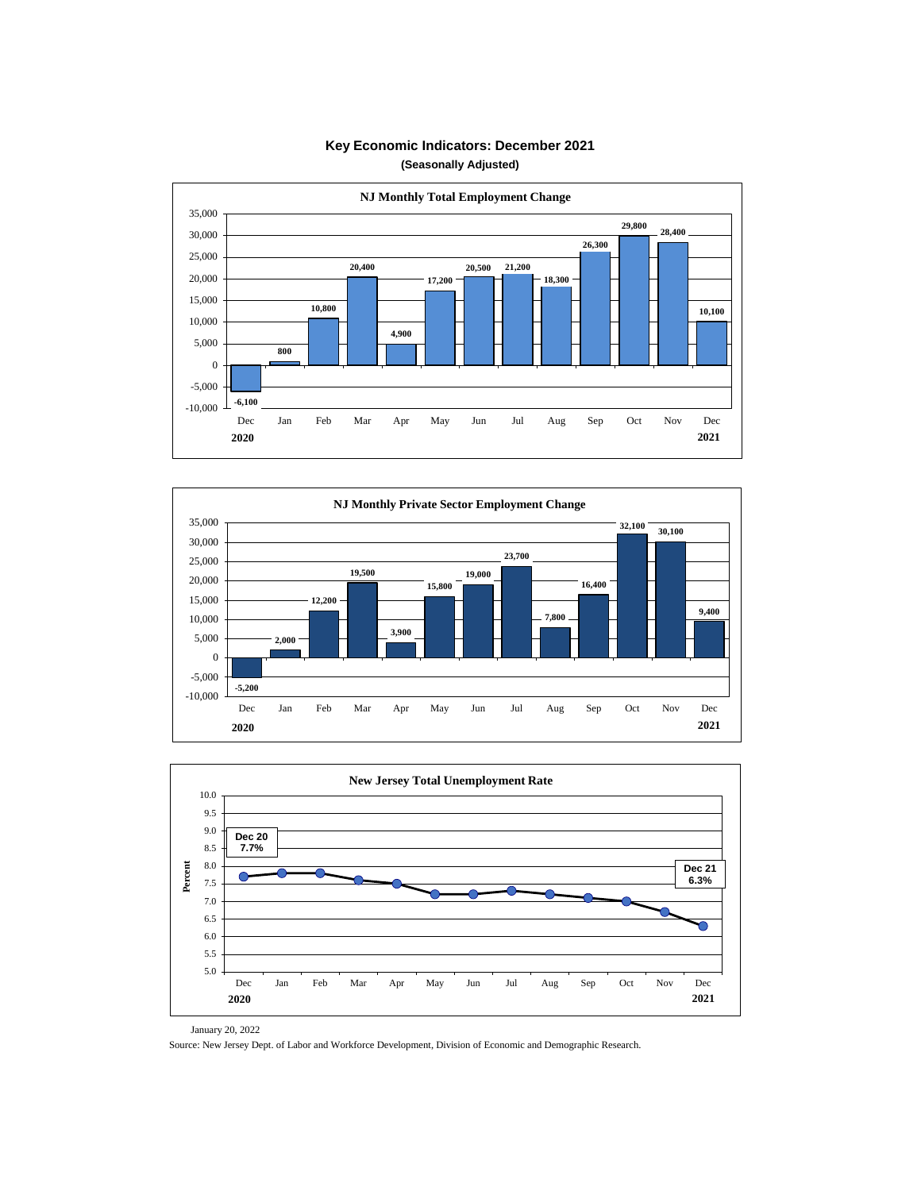# Key Economic Indicators: December 2021

**(Seasonally Adjusted)**

**NJ Monthly Total Employment Change**

35,000
30,000
25,000
20,000
15,000
10,000
5,000
0
-5,000
-10,000

-6,100
800
10,800
20,400
4,900
17,200
20,500
21,200
18,300
26,300
29,800
28,400
10,100

Dec Jan Feb Mar Apr May Jun Jul Aug Sep Oct Nov Dec

2020 2021

**NJ Monthly Private Sector Employment Change**

35,000
30,000
25,000
20,000
15,000
10,000
5,000
0
-5,000
-10,000

-5,200
2,000
12,200
19,500
3,900
15,800
19,000
23,700
7,800
16,400
32,100
30,100
9,400

Dec Jan Feb Mar Apr May Jun Jul Aug Sep Oct Nov Dec

2020 2021

**New Jersey Total Unemployment Rate**

Percent

10.0
9.5
9.0
8.5
8.0
7.5
7.0
6.5
6.0
5.5
5.0

Dec 20
7.7%

Dec 21
6.3%

Dec Jan Feb Mar Apr May Jun Jul Aug Sep Oct Nov Dec

2020 2021

January 20, 2022

Source: New Jersey Dept. of Labor and Workforce Development, Division of Economic and Demographic Research.